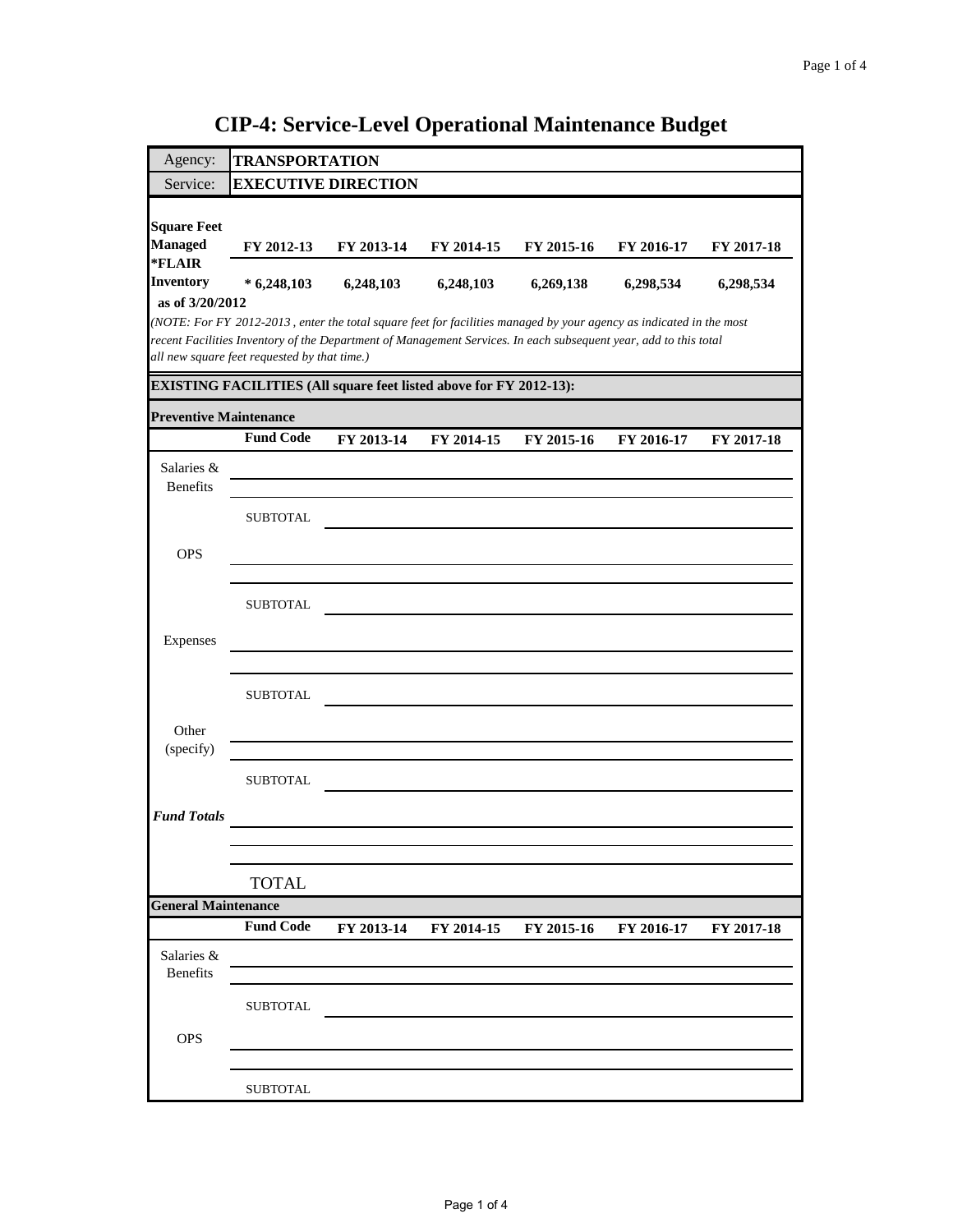# CIP-4: Service-Level Operational Maintenance Budget

| Agency: | TRANSPORTATION |
|---|---|
| Service: | EXECUTIVE DIRECTION |

| Square Feet Managed | FY 2012-13 | FY 2013-14 | FY 2014-15 | FY 2015-16 | FY 2016-17 | FY 2017-18 |
|---|---|---|---|---|---|---|
| *FLAIR Inventory as of 3/20/2012 | * 6,248,103 | 6,248,103 | 6,248,103 | 6,269,138 | 6,298,534 | 6,298,534 |

*(NOTE: For FY 2012-2013 , enter the total square feet for facilities managed by your agency as indicated in the most recent Facilities Inventory of the Department of Management Services. In each subsequent year, add to this total all new square feet requested by that time.)*

**EXISTING FACILITIES (All square feet listed above for FY 2012-13):**

**Preventive Maintenance**

| | Fund Code | FY 2013-14 | FY 2014-15 | FY 2015-16 | FY 2016-17 | FY 2017-18 |
|---|---|---|---|---|---|---|
| Salaries & Benefits | | | | | | |
| | | | | | | |
| | SUBTOTAL | | | | | |
| OPS | | | | | | |
| | | | | | | |
| | SUBTOTAL | | | | | |
| Expenses | | | | | | |
| | | | | | | |
| | SUBTOTAL | | | | | |
| Other (specify) | | | | | | |
| | | | | | | |
| | SUBTOTAL | | | | | |
| *Fund Totals* | | | | | | |
| | | | | | | |
| | | | | | | |
| | TOTAL | | | | | |

**General Maintenance**

| | Fund Code | FY 2013-14 | FY 2014-15 | FY 2015-16 | FY 2016-17 | FY 2017-18 |
|---|---|---|---|---|---|---|
| Salaries & Benefits | | | | | | |
| | | | | | | |
| | SUBTOTAL | | | | | |
| OPS | | | | | | |
| | | | | | | |
| | SUBTOTAL | | | | | |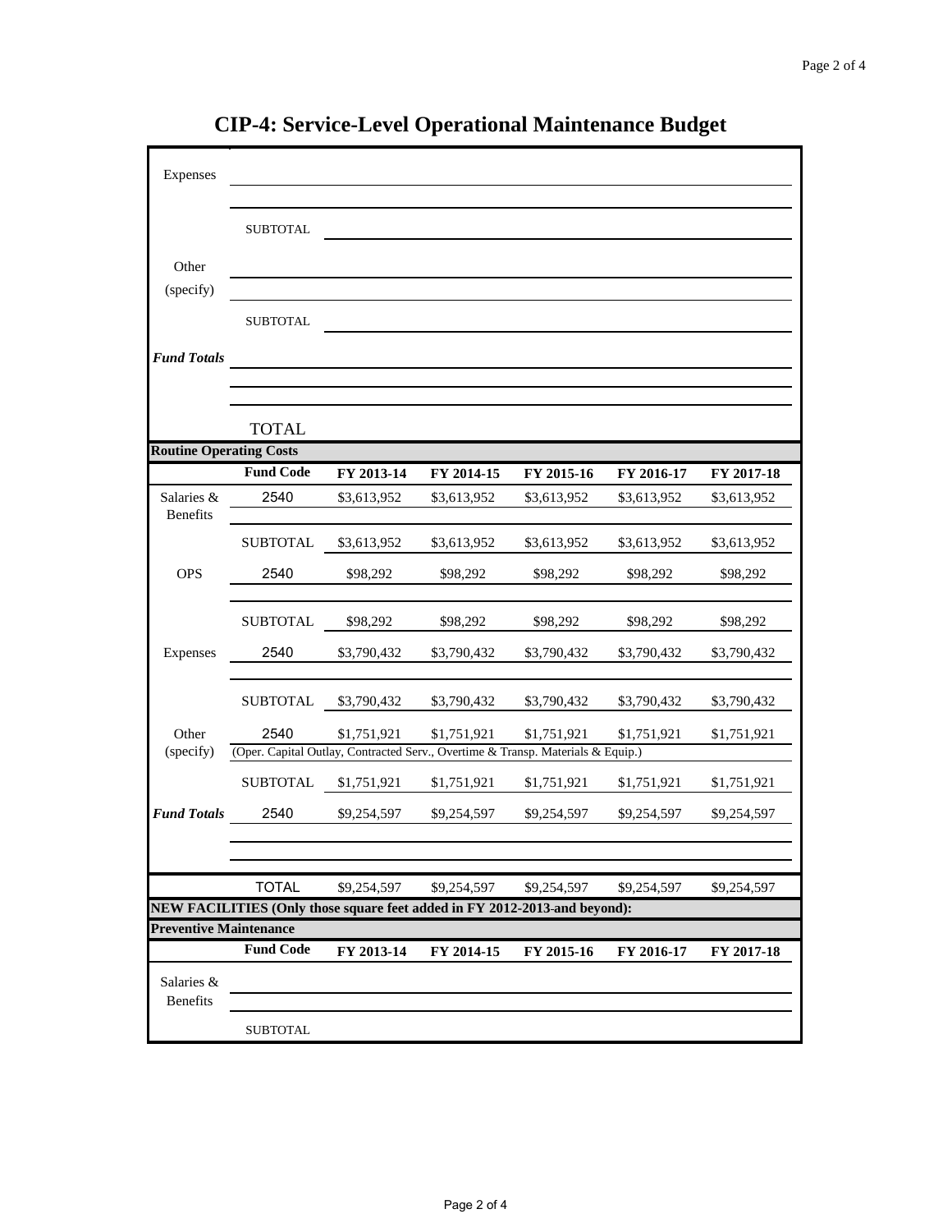# CIP-4: Service-Level Operational Maintenance Budget

| | | | | | | |
|---|---|---|---|---|---|---|
| Expenses | | | | | | |
| | | | | | | |
| | SUBTOTAL | | | | | |
| Other (specify) | | | | | | |
| | | | | | | |
| | SUBTOTAL | | | | | |
| *Fund Totals* | | | | | | |
| | | | | | | |
| | | | | | | |
| | TOTAL | | | | | |

**Routine Operating Costs**

| | Fund Code | FY 2013-14 | FY 2014-15 | FY 2015-16 | FY 2016-17 | FY 2017-18 |
|---|---|---|---|---|---|---|
| Salaries & Benefits | 2540 | $3,613,952 | $3,613,952 | $3,613,952 | $3,613,952 | $3,613,952 |
| | SUBTOTAL | $3,613,952 | $3,613,952 | $3,613,952 | $3,613,952 | $3,613,952 |
| OPS | 2540 | $98,292 | $98,292 | $98,292 | $98,292 | $98,292 |
| | SUBTOTAL | $98,292 | $98,292 | $98,292 | $98,292 | $98,292 |
| Expenses | 2540 | $3,790,432 | $3,790,432 | $3,790,432 | $3,790,432 | $3,790,432 |
| | SUBTOTAL | $3,790,432 | $3,790,432 | $3,790,432 | $3,790,432 | $3,790,432 |
| Other | 2540 | $1,751,921 | $1,751,921 | $1,751,921 | $1,751,921 | $1,751,921 |
| (specify) | (Oper. Capital Outlay, Contracted Serv., Overtime & Transp. Materials & Equip.) | | | | | |
| | SUBTOTAL | $1,751,921 | $1,751,921 | $1,751,921 | $1,751,921 | $1,751,921 |
| *Fund Totals* | 2540 | $9,254,597 | $9,254,597 | $9,254,597 | $9,254,597 | $9,254,597 |
| | | | | | | |
| | | | | | | |
| | TOTAL | $9,254,597 | $9,254,597 | $9,254,597 | $9,254,597 | $9,254,597 |

**NEW FACILITIES (Only those square feet added in FY 2012-2013-and beyond):**

**Preventive Maintenance**

| | Fund Code | FY 2013-14 | FY 2014-15 | FY 2015-16 | FY 2016-17 | FY 2017-18 |
|---|---|---|---|---|---|---|
| Salaries & Benefits | | | | | | |
| | | | | | | |
| | SUBTOTAL | | | | | |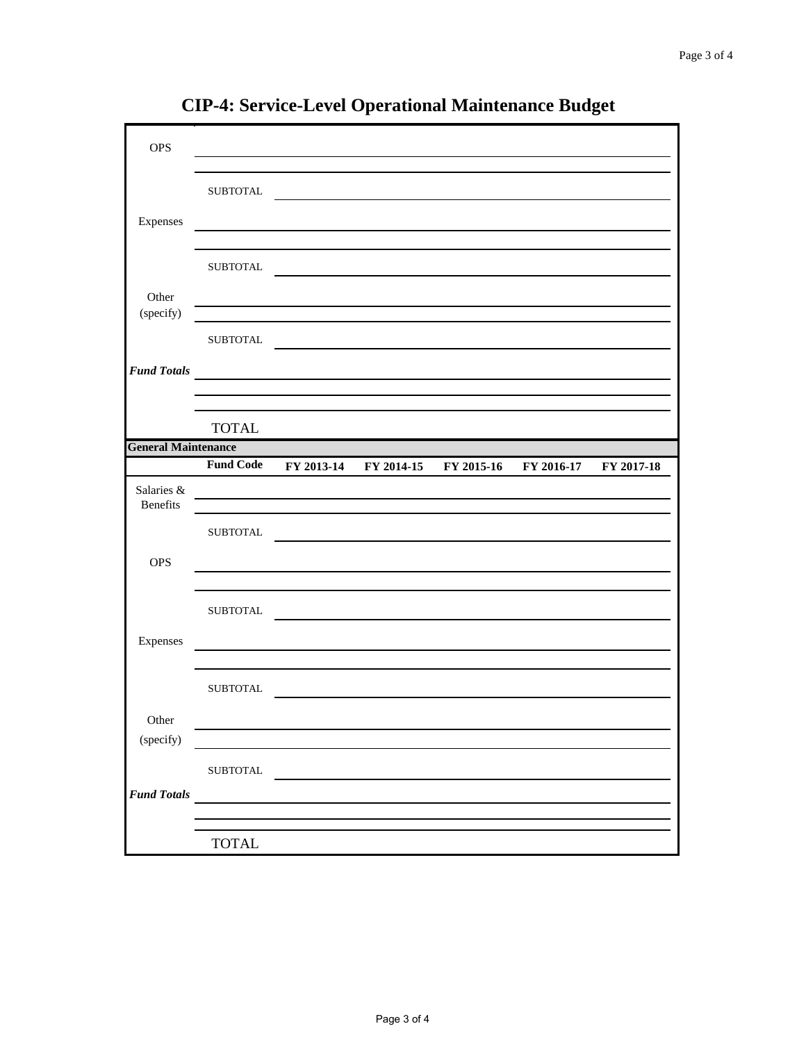# CIP-4: Service-Level Operational Maintenance Budget

| | | | | | | |
|---|---|---|---|---|---|---|
| OPS | | | | | | |
| | | | | | | |
| | SUBTOTAL | | | | | |
| Expenses | | | | | | |
| | | | | | | |
| | SUBTOTAL | | | | | |
| Other (specify) | | | | | | |
| | | | | | | |
| | SUBTOTAL | | | | | |
| ***Fund Totals*** | | | | | | |
| | | | | | | |
| | | | | | | |
| | TOTAL | | | | | |

**General Maintenance**

| | **Fund Code** | **FY 2013-14** | **FY 2014-15** | **FY 2015-16** | **FY 2016-17** | **FY 2017-18** |
|---|---|---|---|---|---|---|
| Salaries & Benefits | | | | | | |
| | | | | | | |
| | SUBTOTAL | | | | | |
| OPS | | | | | | |
| | | | | | | |
| | SUBTOTAL | | | | | |
| Expenses | | | | | | |
| | | | | | | |
| | SUBTOTAL | | | | | |
| Other (specify) | | | | | | |
| | | | | | | |
| | SUBTOTAL | | | | | |
| ***Fund Totals*** | | | | | | |
| | | | | | | |
| | | | | | | |
| | TOTAL | | | | | |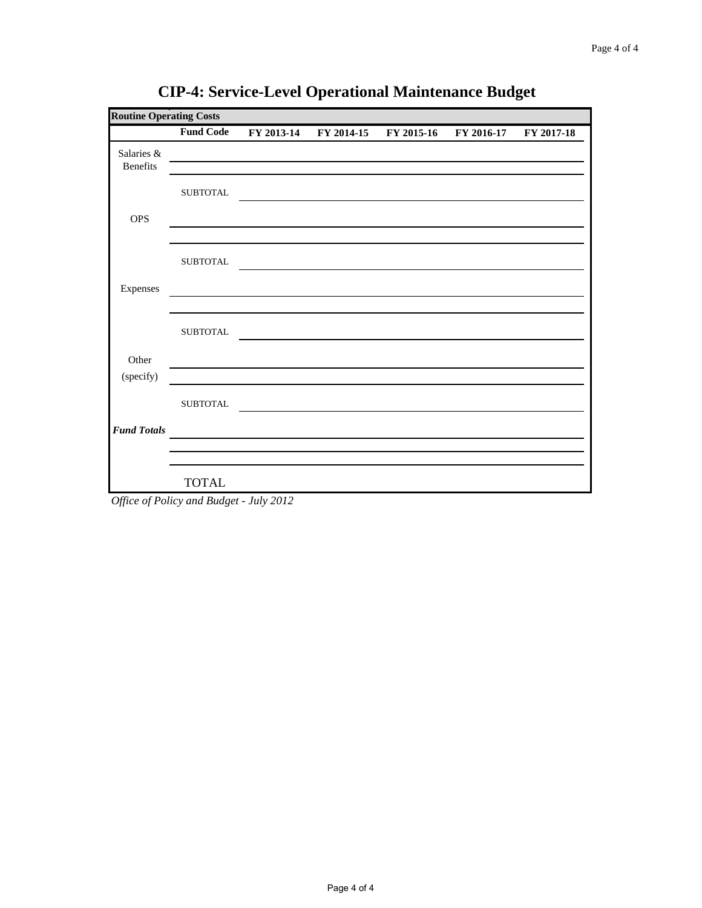# CIP-4: Service-Level Operational Maintenance Budget

| Routine Operating Costs | | | | | | |
|---|---|---|---|---|---|---|
| | **Fund Code** | **FY 2013-14** | **FY 2014-15** | **FY 2015-16** | **FY 2016-17** | **FY 2017-18** |
| Salaries & Benefits | | | | | | |
| | | | | | | |
| | SUBTOTAL | | | | | |
| OPS | | | | | | |
| | | | | | | |
| | SUBTOTAL | | | | | |
| Expenses | | | | | | |
| | | | | | | |
| | SUBTOTAL | | | | | |
| Other (specify) | | | | | | |
| | | | | | | |
| | SUBTOTAL | | | | | |
| ***Fund Totals*** | | | | | | |
| | | | | | | |
| | | | | | | |
| | TOTAL | | | | | |

*Office of Policy and Budget - July 2012*